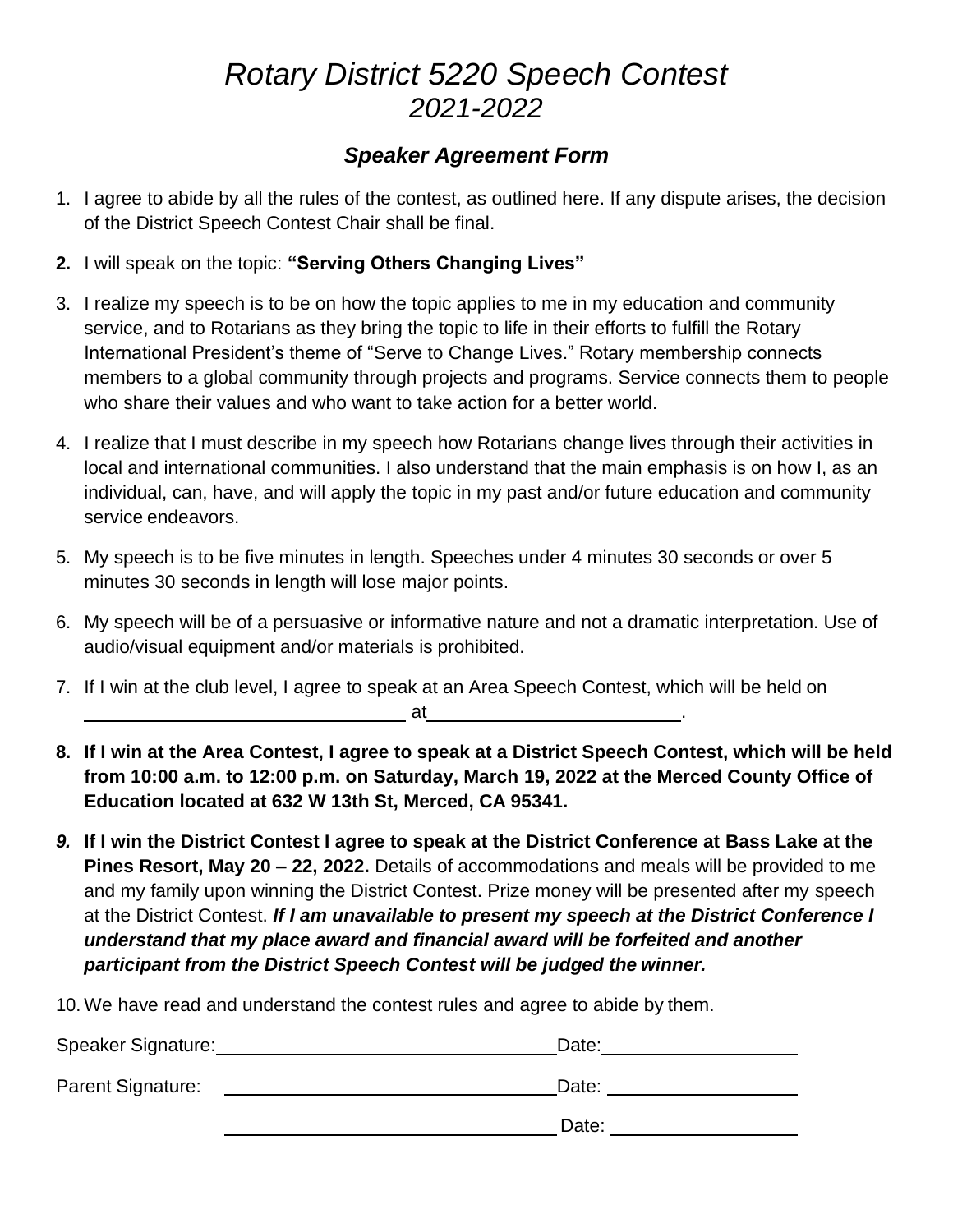# *Rotary District 5220 Speech Contest 2021-2022*

## ***Speaker Agreement Form***

1. I agree to abide by all the rules of the contest, as outlined here. If any dispute arises, the decision of the District Speech Contest Chair shall be final.
2. I will speak on the topic: **"Serving Others Changing Lives"**
3. I realize my speech is to be on how the topic applies to me in my education and community service, and to Rotarians as they bring the topic to life in their efforts to fulfill the Rotary International President's theme of "Serve to Change Lives." Rotary membership connects members to a global community through projects and programs. Service connects them to people who share their values and who want to take action for a better world.
4. I realize that I must describe in my speech how Rotarians change lives through their activities in local and international communities. I also understand that the main emphasis is on how I, as an individual, can, have, and will apply the topic in my past and/or future education and community service endeavors.
5. My speech is to be five minutes in length. Speeches under 4 minutes 30 seconds or over 5 minutes 30 seconds in length will lose major points.
6. My speech will be of a persuasive or informative nature and not a dramatic interpretation. Use of audio/visual equipment and/or materials is prohibited.
7. If I win at the club level, I agree to speak at an Area Speech Contest, which will be held on ______________________________ at ________________________.
8. **If I win at the Area Contest, I agree to speak at a District Speech Contest, which will be held from 10:00 a.m. to 12:00 p.m. on Saturday, March 19, 2022 at the Merced County Office of Education located at 632 W 13th St, Merced, CA 95341.**
9. **If I win the District Contest I agree to speak at the District Conference at Bass Lake at the Pines Resort, May 20 – 22, 2022.** Details of accommodations and meals will be provided to me and my family upon winning the District Contest. Prize money will be presented after my speech at the District Contest. ***If I am unavailable to present my speech at the District Conference I understand that my place award and financial award will be forfeited and another participant from the District Speech Contest will be judged the winner.***
10. We have read and understand the contest rules and agree to abide by them.

Speaker Signature: ________________________________ Date: __________________

Parent Signature: ________________________________ Date: __________________

________________________________ Date: __________________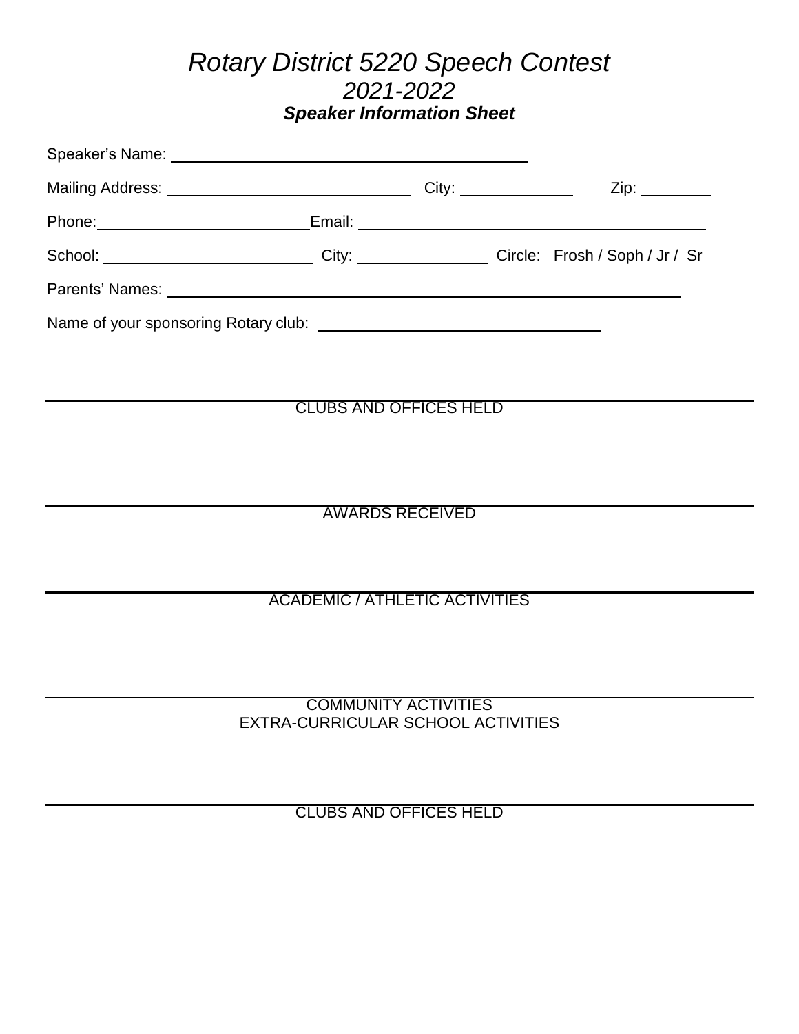# *Rotary District 5220 Speech Contest*

## *2021-2022*

### ***Speaker Information Sheet***

Speaker's Name: ______________________________________

Mailing Address: ____________________________ City: _____________ Zip: ________

Phone: _________________________ Email: ________________________________________

School: ________________________ City: _______________ Circle: Frosh / Soph / Jr / Sr

Parents' Names: ____________________________________________________________

Name of your sponsoring Rotary club: ________________________________

---

CLUBS AND OFFICES HELD

---

AWARDS RECEIVED

---

ACADEMIC / ATHLETIC ACTIVITIES

---

COMMUNITY ACTIVITIES
EXTRA-CURRICULAR SCHOOL ACTIVITIES

---

CLUBS AND OFFICES HELD